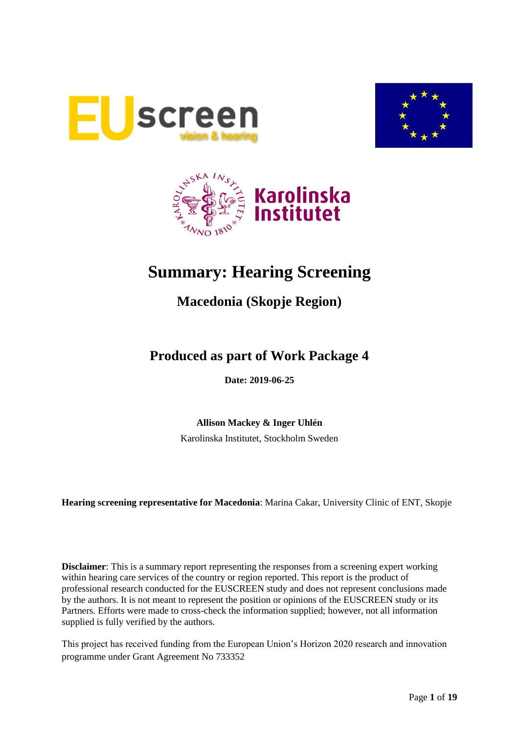# Summary: Hearing Screening

## Macedonia (Skopje Region)

## Produced as part of Work Package 4

**Date: 2019-06-25**

**Allison Mackey & Inger Uhlén**

Karolinska Institutet, Stockholm Sweden

**Hearing screening representative for Macedonia**: Marina Cakar, University Clinic of ENT, Skopje

**Disclaimer**: This is a summary report representing the responses from a screening expert working within hearing care services of the country or region reported. This report is the product of professional research conducted for the EUSCREEN study and does not represent conclusions made by the authors. It is not meant to represent the position or opinions of the EUSCREEN study or its Partners. Efforts were made to cross-check the information supplied; however, not all information supplied is fully verified by the authors.

This project has received funding from the European Union's Horizon 2020 research and innovation programme under Grant Agreement No 733352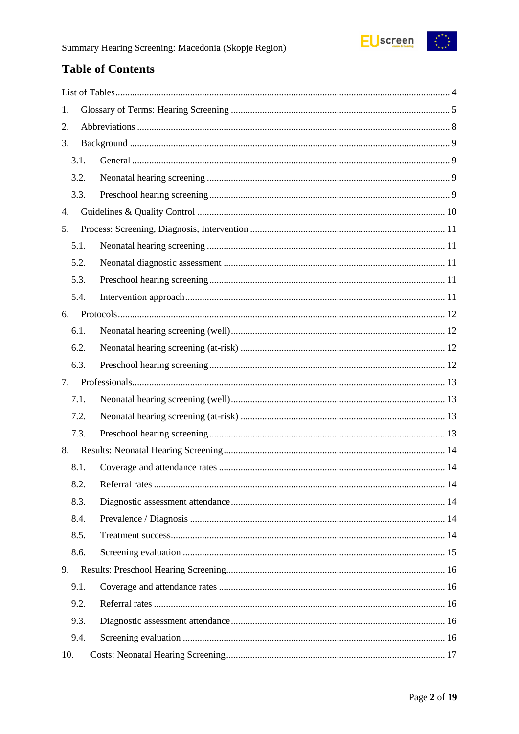# Table of Contents

List of Tables ........................................................................................................................... 4

1. Glossary of Terms: Hearing Screening ............................................................................ 5

2. Abbreviations ................................................................................................................... 8

3. Background ..................................................................................................................... 9

   3.1. General ....................................................................................................................... 9

   3.2. Neonatal hearing screening ........................................................................................ 9

   3.3. Preschool hearing screening ....................................................................................... 9

4. Guidelines & Quality Control ........................................................................................ 10

5. Process: Screening, Diagnosis, Intervention ................................................................. 11

   5.1. Neonatal hearing screening ...................................................................................... 11

   5.2. Neonatal diagnostic assessment ............................................................................... 11

   5.3. Preschool hearing screening ..................................................................................... 11

   5.4. Intervention approach ............................................................................................... 11

6. Protocols ........................................................................................................................ 12

   6.1. Neonatal hearing screening (well) ............................................................................ 12

   6.2. Neonatal hearing screening (at-risk) ......................................................................... 12

   6.3. Preschool hearing screening ..................................................................................... 12

7. Professionals ................................................................................................................... 13

   7.1. Neonatal hearing screening (well) ............................................................................ 13

   7.2. Neonatal hearing screening (at-risk) ......................................................................... 13

   7.3. Preschool hearing screening ..................................................................................... 13

8. Results: Neonatal Hearing Screening ............................................................................. 14

   8.1. Coverage and attendance rates ................................................................................. 14

   8.2. Referral rates ............................................................................................................. 14

   8.3. Diagnostic assessment attendance ............................................................................ 14

   8.4. Prevalence / Diagnosis ............................................................................................. 14

   8.5. Treatment success ..................................................................................................... 14

   8.6. Screening evaluation ................................................................................................ 15

9. Results: Preschool Hearing Screening ............................................................................ 16

   9.1. Coverage and attendance rates ................................................................................. 16

   9.2. Referral rates ............................................................................................................. 16

   9.3. Diagnostic assessment attendance ............................................................................ 16

   9.4. Screening evaluation ................................................................................................ 16

10. Costs: Neonatal Hearing Screening ............................................................................. 17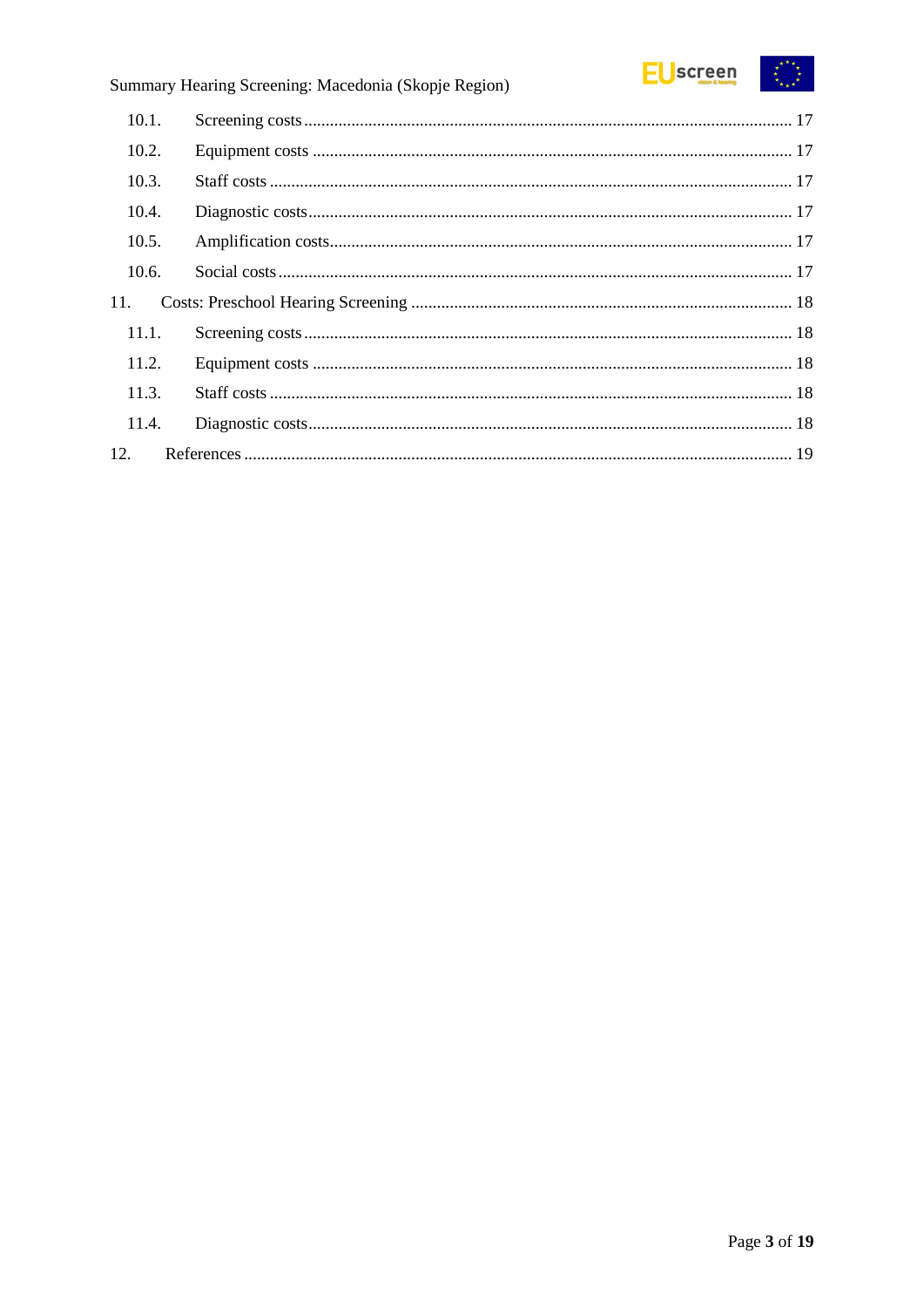10.1. Screening costs ... 17

10.2. Equipment costs ... 17

10.3. Staff costs ... 17

10.4. Diagnostic costs ... 17

10.5. Amplification costs ... 17

10.6. Social costs ... 17

11. Costs: Preschool Hearing Screening ... 18

11.1. Screening costs ... 18

11.2. Equipment costs ... 18

11.3. Staff costs ... 18

11.4. Diagnostic costs ... 18

12. References ... 19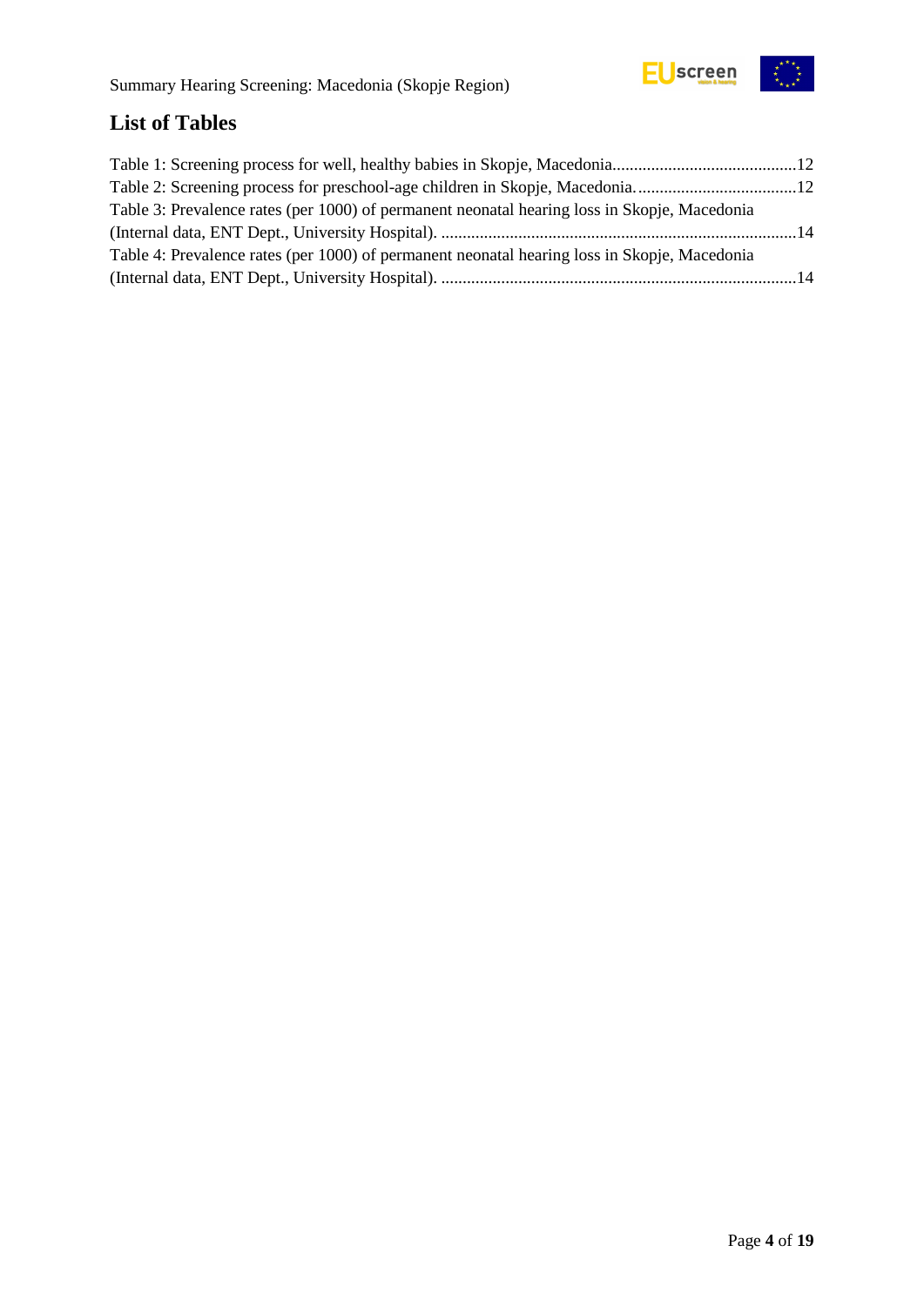## List of Tables

Table 1: Screening process for well, healthy babies in Skopje, Macedonia...........................................12

Table 2: Screening process for preschool-age children in Skopje, Macedonia.....................................12

Table 3: Prevalence rates (per 1000) of permanent neonatal hearing loss in Skopje, Macedonia (Internal data, ENT Dept., University Hospital). ..................................................................................14

Table 4: Prevalence rates (per 1000) of permanent neonatal hearing loss in Skopje, Macedonia (Internal data, ENT Dept., University Hospital). ..................................................................................14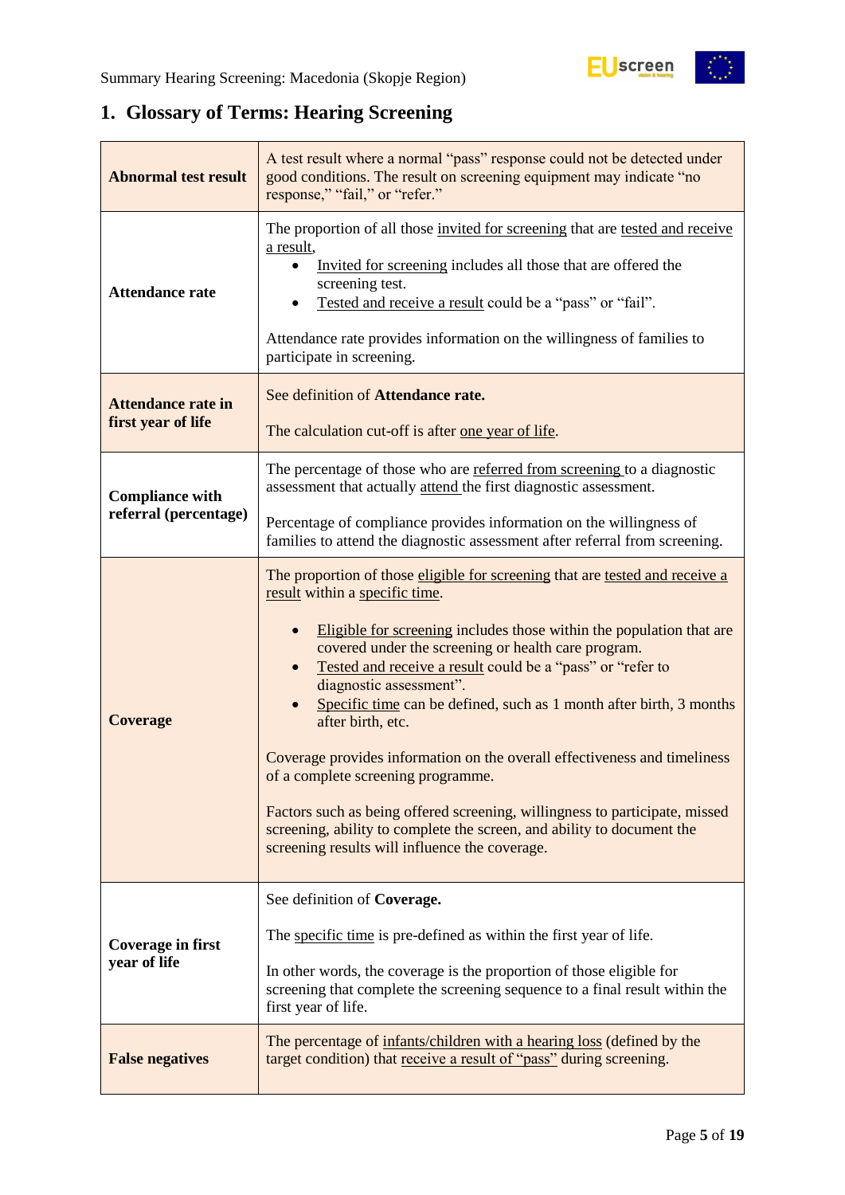## 1. Glossary of Terms: Hearing Screening

| | |
|---|---|
| **Abnormal test result** | A test result where a normal “pass” response could not be detected under good conditions. The result on screening equipment may indicate “no response,” “fail,” or “refer.” |
| **Attendance rate** | The proportion of all those invited for screening that are tested and receive a result,<br>• Invited for screening includes all those that are offered the screening test.<br>• Tested and receive a result could be a “pass” or “fail”.<br><br>Attendance rate provides information on the willingness of families to participate in screening. |
| **Attendance rate in first year of life** | See definition of **Attendance rate.**<br><br>The calculation cut-off is after one year of life. |
| **Compliance with referral (percentage)** | The percentage of those who are referred from screening to a diagnostic assessment that actually attend the first diagnostic assessment.<br><br>Percentage of compliance provides information on the willingness of families to attend the diagnostic assessment after referral from screening. |
| **Coverage** | The proportion of those eligible for screening that are tested and receive a result within a specific time.<br><br>• Eligible for screening includes those within the population that are covered under the screening or health care program.<br>• Tested and receive a result could be a “pass” or “refer to diagnostic assessment”.<br>• Specific time can be defined, such as 1 month after birth, 3 months after birth, etc.<br><br>Coverage provides information on the overall effectiveness and timeliness of a complete screening programme.<br><br>Factors such as being offered screening, willingness to participate, missed screening, ability to complete the screen, and ability to document the screening results will influence the coverage. |
| **Coverage in first year of life** | See definition of **Coverage.**<br><br>The specific time is pre-defined as within the first year of life.<br><br>In other words, the coverage is the proportion of those eligible for screening that complete the screening sequence to a final result within the first year of life. |
| **False negatives** | The percentage of infants/children with a hearing loss (defined by the target condition) that receive a result of “pass” during screening. |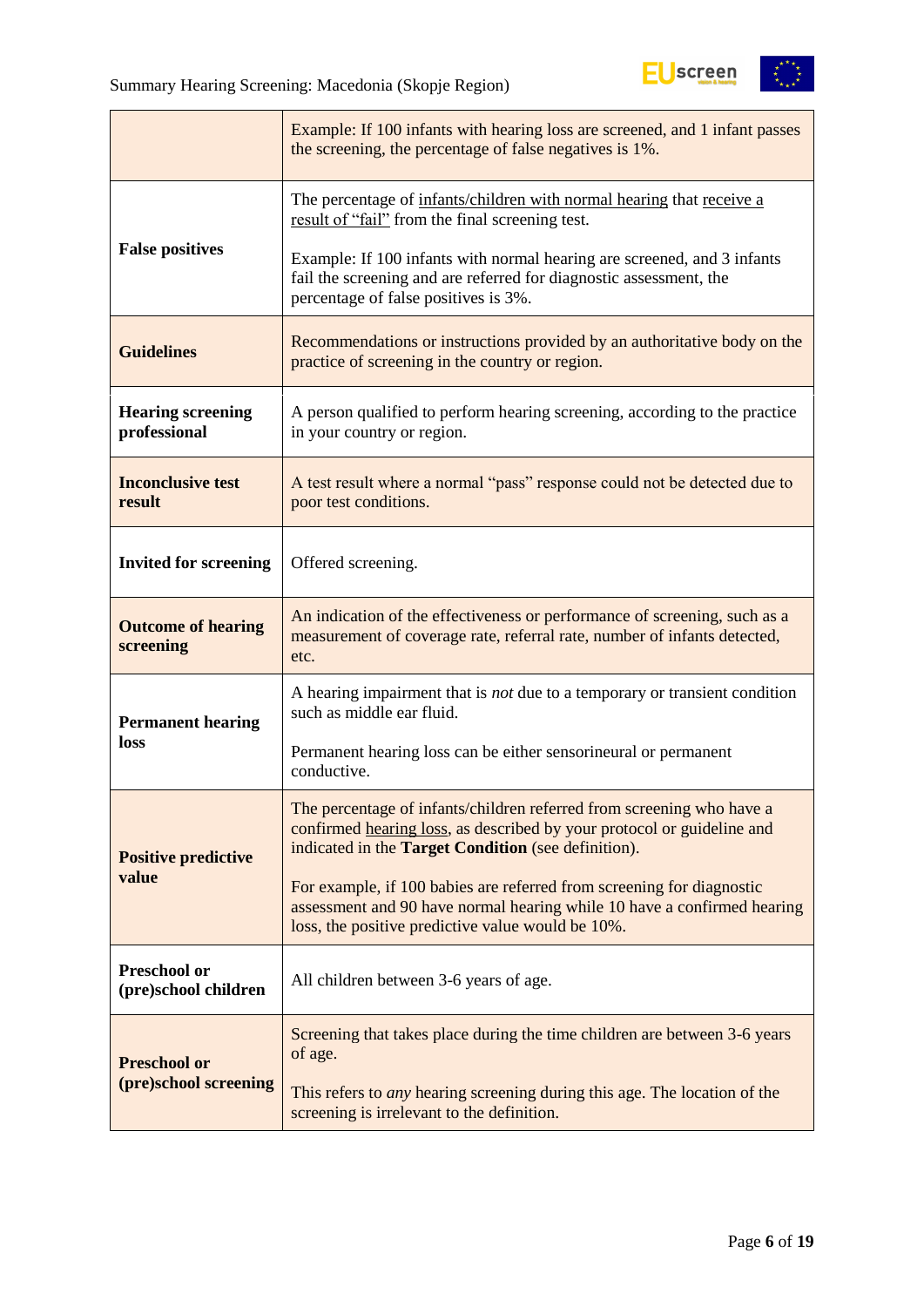| | |
|---|---|
| | Example: If 100 infants with hearing loss are screened, and 1 infant passes the screening, the percentage of false negatives is 1%. |
| **False positives** | The percentage of infants/children with normal hearing that receive a result of "fail" from the final screening test.<br><br>Example: If 100 infants with normal hearing are screened, and 3 infants fail the screening and are referred for diagnostic assessment, the percentage of false positives is 3%. |
| **Guidelines** | Recommendations or instructions provided by an authoritative body on the practice of screening in the country or region. |
| **Hearing screening professional** | A person qualified to perform hearing screening, according to the practice in your country or region. |
| **Inconclusive test result** | A test result where a normal "pass" response could not be detected due to poor test conditions. |
| **Invited for screening** | Offered screening. |
| **Outcome of hearing screening** | An indication of the effectiveness or performance of screening, such as a measurement of coverage rate, referral rate, number of infants detected, etc. |
| **Permanent hearing loss** | A hearing impairment that is *not* due to a temporary or transient condition such as middle ear fluid.<br><br>Permanent hearing loss can be either sensorineural or permanent conductive. |
| **Positive predictive value** | The percentage of infants/children referred from screening who have a confirmed hearing loss, as described by your protocol or guideline and indicated in the **Target Condition** (see definition).<br><br>For example, if 100 babies are referred from screening for diagnostic assessment and 90 have normal hearing while 10 have a confirmed hearing loss, the positive predictive value would be 10%. |
| **Preschool or (pre)school children** | All children between 3-6 years of age. |
| **Preschool or (pre)school screening** | Screening that takes place during the time children are between 3-6 years of age.<br><br>This refers to *any* hearing screening during this age. The location of the screening is irrelevant to the definition. |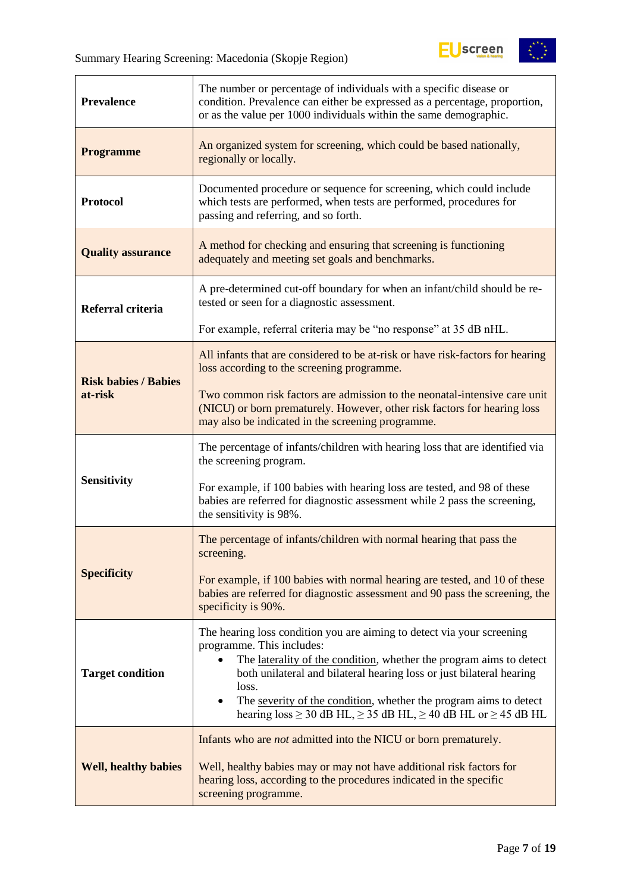| | |
|---|---|
| **Prevalence** | The number or percentage of individuals with a specific disease or condition. Prevalence can either be expressed as a percentage, proportion, or as the value per 1000 individuals within the same demographic. |
| **Programme** | An organized system for screening, which could be based nationally, regionally or locally. |
| **Protocol** | Documented procedure or sequence for screening, which could include which tests are performed, when tests are performed, procedures for passing and referring, and so forth. |
| **Quality assurance** | A method for checking and ensuring that screening is functioning adequately and meeting set goals and benchmarks. |
| **Referral criteria** | A pre-determined cut-off boundary for when an infant/child should be re-tested or seen for a diagnostic assessment.<br><br>For example, referral criteria may be "no response" at 35 dB nHL. |
| **Risk babies / Babies at-risk** | All infants that are considered to be at-risk or have risk-factors for hearing loss according to the screening programme.<br><br>Two common risk factors are admission to the neonatal-intensive care unit (NICU) or born prematurely. However, other risk factors for hearing loss may also be indicated in the screening programme. |
| **Sensitivity** | The percentage of infants/children with hearing loss that are identified via the screening program.<br><br>For example, if 100 babies with hearing loss are tested, and 98 of these babies are referred for diagnostic assessment while 2 pass the screening, the sensitivity is 98%. |
| **Specificity** | The percentage of infants/children with normal hearing that pass the screening.<br><br>For example, if 100 babies with normal hearing are tested, and 10 of these babies are referred for diagnostic assessment and 90 pass the screening, the specificity is 90%. |
| **Target condition** | The hearing loss condition you are aiming to detect via your screening programme. This includes:<br>• The laterality of the condition, whether the program aims to detect both unilateral and bilateral hearing loss or just bilateral hearing loss.<br>• The severity of the condition, whether the program aims to detect hearing loss ≥ 30 dB HL, ≥ 35 dB HL, ≥ 40 dB HL or ≥ 45 dB HL |
| **Well, healthy babies** | Infants who are *not* admitted into the NICU or born prematurely.<br><br>Well, healthy babies may or may not have additional risk factors for hearing loss, according to the procedures indicated in the specific screening programme. |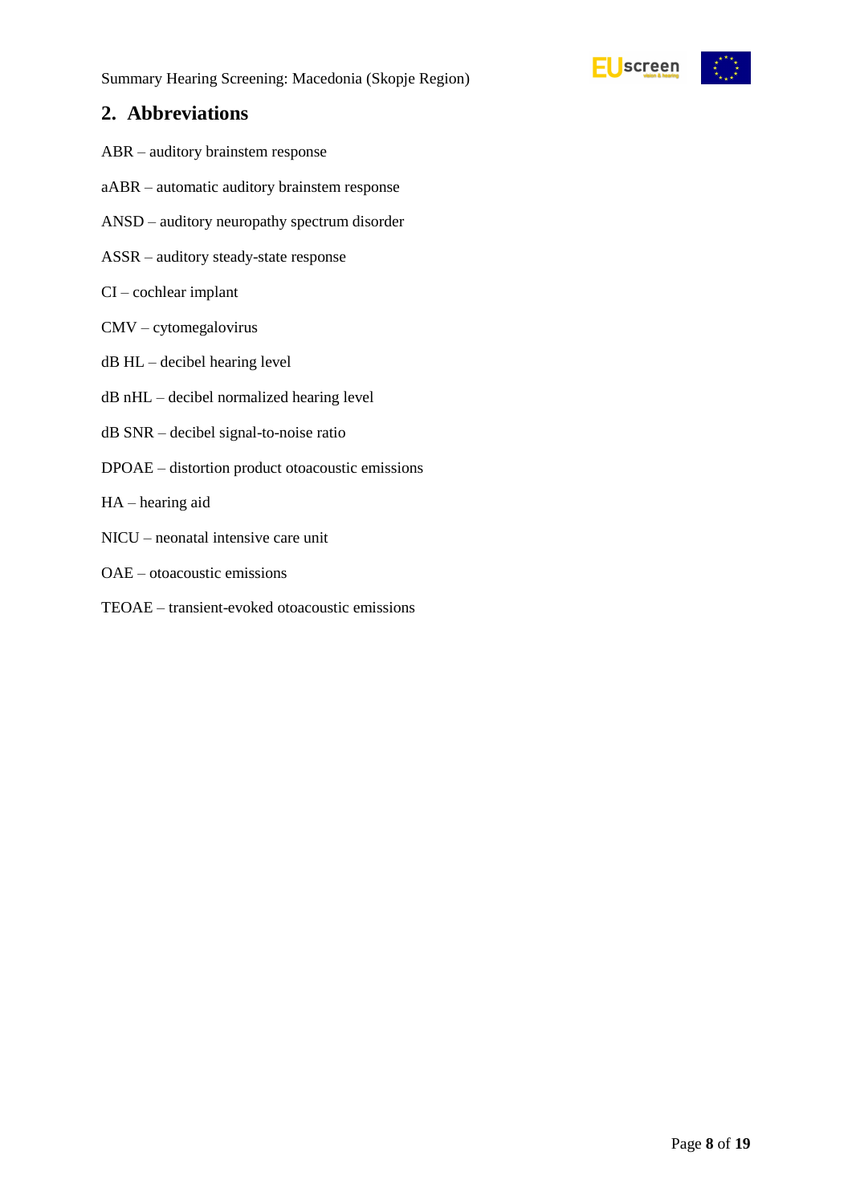## 2. Abbreviations

ABR – auditory brainstem response

aABR – automatic auditory brainstem response

ANSD – auditory neuropathy spectrum disorder

ASSR – auditory steady-state response

CI – cochlear implant

CMV – cytomegalovirus

dB HL – decibel hearing level

dB nHL – decibel normalized hearing level

dB SNR – decibel signal-to-noise ratio

DPOAE – distortion product otoacoustic emissions

HA – hearing aid

NICU – neonatal intensive care unit

OAE – otoacoustic emissions

TEOAE – transient-evoked otoacoustic emissions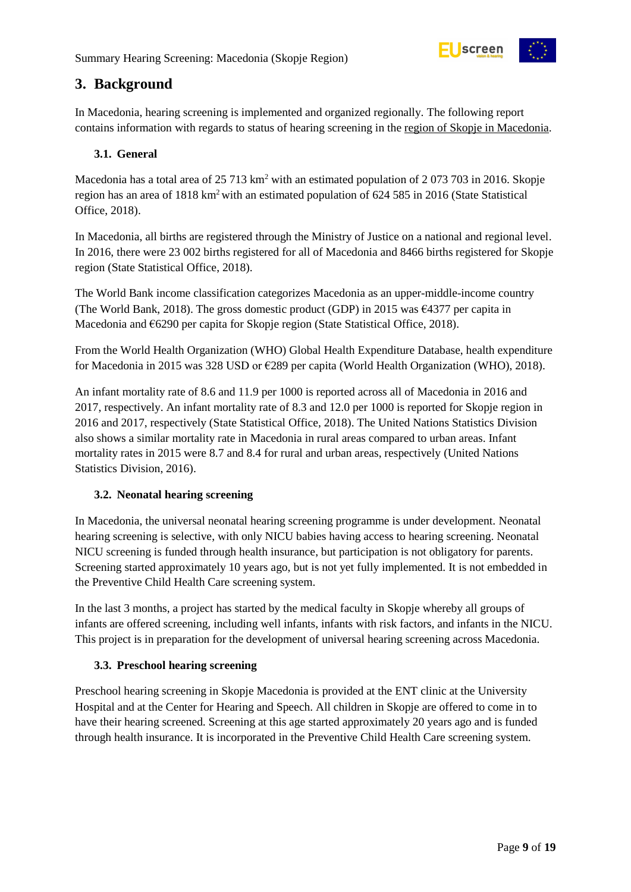# 3. Background

In Macedonia, hearing screening is implemented and organized regionally. The following report contains information with regards to status of hearing screening in the region of Skopje in Macedonia.

## 3.1. General

Macedonia has a total area of 25 713 km$^2$ with an estimated population of 2 073 703 in 2016. Skopje region has an area of 1818 km$^2$ with an estimated population of 624 585 in 2016 (State Statistical Office, 2018).

In Macedonia, all births are registered through the Ministry of Justice on a national and regional level. In 2016, there were 23 002 births registered for all of Macedonia and 8466 births registered for Skopje region (State Statistical Office, 2018).

The World Bank income classification categorizes Macedonia as an upper-middle-income country (The World Bank, 2018). The gross domestic product (GDP) in 2015 was €4377 per capita in Macedonia and €6290 per capita for Skopje region (State Statistical Office, 2018).

From the World Health Organization (WHO) Global Health Expenditure Database, health expenditure for Macedonia in 2015 was 328 USD or €289 per capita (World Health Organization (WHO), 2018).

An infant mortality rate of 8.6 and 11.9 per 1000 is reported across all of Macedonia in 2016 and 2017, respectively. An infant mortality rate of 8.3 and 12.0 per 1000 is reported for Skopje region in 2016 and 2017, respectively (State Statistical Office, 2018). The United Nations Statistics Division also shows a similar mortality rate in Macedonia in rural areas compared to urban areas. Infant mortality rates in 2015 were 8.7 and 8.4 for rural and urban areas, respectively (United Nations Statistics Division, 2016).

## 3.2. Neonatal hearing screening

In Macedonia, the universal neonatal hearing screening programme is under development. Neonatal hearing screening is selective, with only NICU babies having access to hearing screening. Neonatal NICU screening is funded through health insurance, but participation is not obligatory for parents. Screening started approximately 10 years ago, but is not yet fully implemented. It is not embedded in the Preventive Child Health Care screening system.

In the last 3 months, a project has started by the medical faculty in Skopje whereby all groups of infants are offered screening, including well infants, infants with risk factors, and infants in the NICU. This project is in preparation for the development of universal hearing screening across Macedonia.

## 3.3. Preschool hearing screening

Preschool hearing screening in Skopje Macedonia is provided at the ENT clinic at the University Hospital and at the Center for Hearing and Speech. All children in Skopje are offered to come in to have their hearing screened. Screening at this age started approximately 20 years ago and is funded through health insurance. It is incorporated in the Preventive Child Health Care screening system.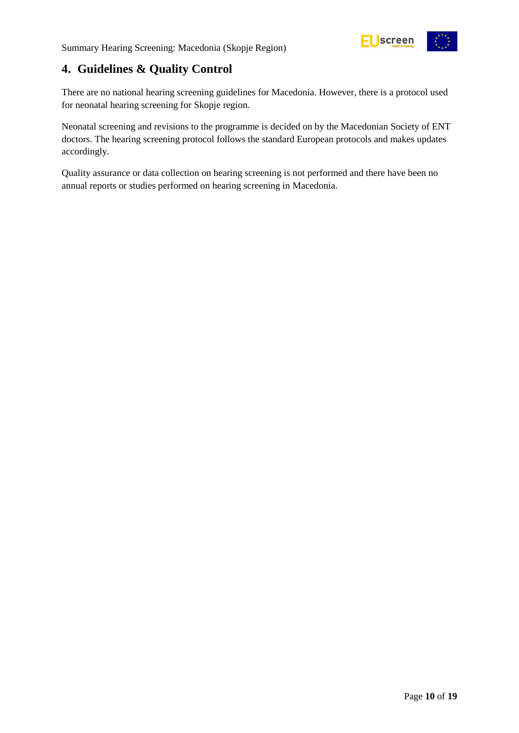## 4. Guidelines & Quality Control

There are no national hearing screening guidelines for Macedonia. However, there is a protocol used for neonatal hearing screening for Skopje region.

Neonatal screening and revisions to the programme is decided on by the Macedonian Society of ENT doctors. The hearing screening protocol follows the standard European protocols and makes updates accordingly.

Quality assurance or data collection on hearing screening is not performed and there have been no annual reports or studies performed on hearing screening in Macedonia.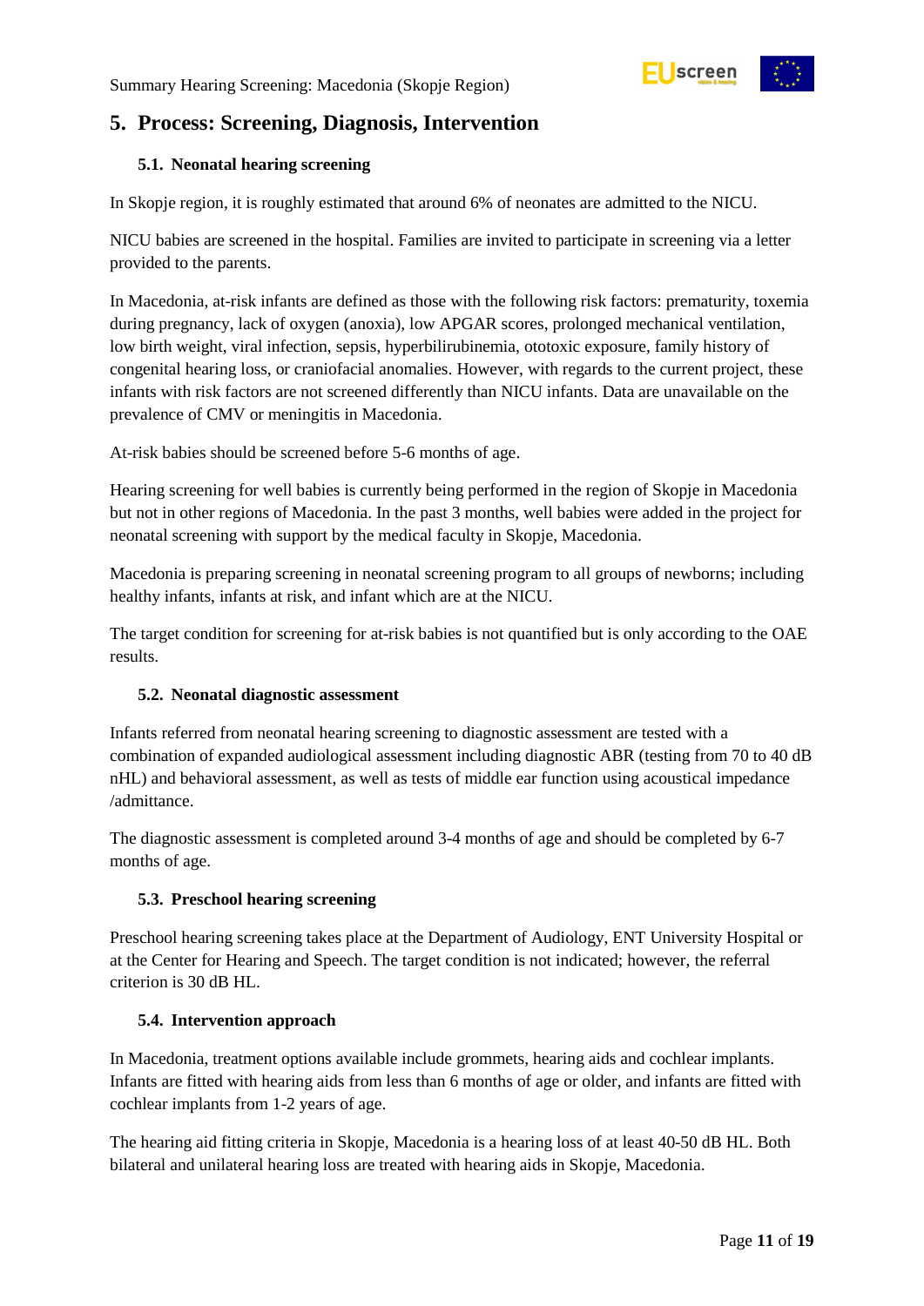## 5. Process: Screening, Diagnosis, Intervention

### 5.1. Neonatal hearing screening

In Skopje region, it is roughly estimated that around 6% of neonates are admitted to the NICU.

NICU babies are screened in the hospital. Families are invited to participate in screening via a letter provided to the parents.

In Macedonia, at-risk infants are defined as those with the following risk factors: prematurity, toxemia during pregnancy, lack of oxygen (anoxia), low APGAR scores, prolonged mechanical ventilation, low birth weight, viral infection, sepsis, hyperbilirubinemia, ototoxic exposure, family history of congenital hearing loss, or craniofacial anomalies. However, with regards to the current project, these infants with risk factors are not screened differently than NICU infants. Data are unavailable on the prevalence of CMV or meningitis in Macedonia.

At-risk babies should be screened before 5-6 months of age.

Hearing screening for well babies is currently being performed in the region of Skopje in Macedonia but not in other regions of Macedonia. In the past 3 months, well babies were added in the project for neonatal screening with support by the medical faculty in Skopje, Macedonia.

Macedonia is preparing screening in neonatal screening program to all groups of newborns; including healthy infants, infants at risk, and infant which are at the NICU.

The target condition for screening for at-risk babies is not quantified but is only according to the OAE results.

### 5.2. Neonatal diagnostic assessment

Infants referred from neonatal hearing screening to diagnostic assessment are tested with a combination of expanded audiological assessment including diagnostic ABR (testing from 70 to 40 dB nHL) and behavioral assessment, as well as tests of middle ear function using acoustical impedance /admittance.

The diagnostic assessment is completed around 3-4 months of age and should be completed by 6-7 months of age.

### 5.3. Preschool hearing screening

Preschool hearing screening takes place at the Department of Audiology, ENT University Hospital or at the Center for Hearing and Speech. The target condition is not indicated; however, the referral criterion is 30 dB HL.

### 5.4. Intervention approach

In Macedonia, treatment options available include grommets, hearing aids and cochlear implants. Infants are fitted with hearing aids from less than 6 months of age or older, and infants are fitted with cochlear implants from 1-2 years of age.

The hearing aid fitting criteria in Skopje, Macedonia is a hearing loss of at least 40-50 dB HL. Both bilateral and unilateral hearing loss are treated with hearing aids in Skopje, Macedonia.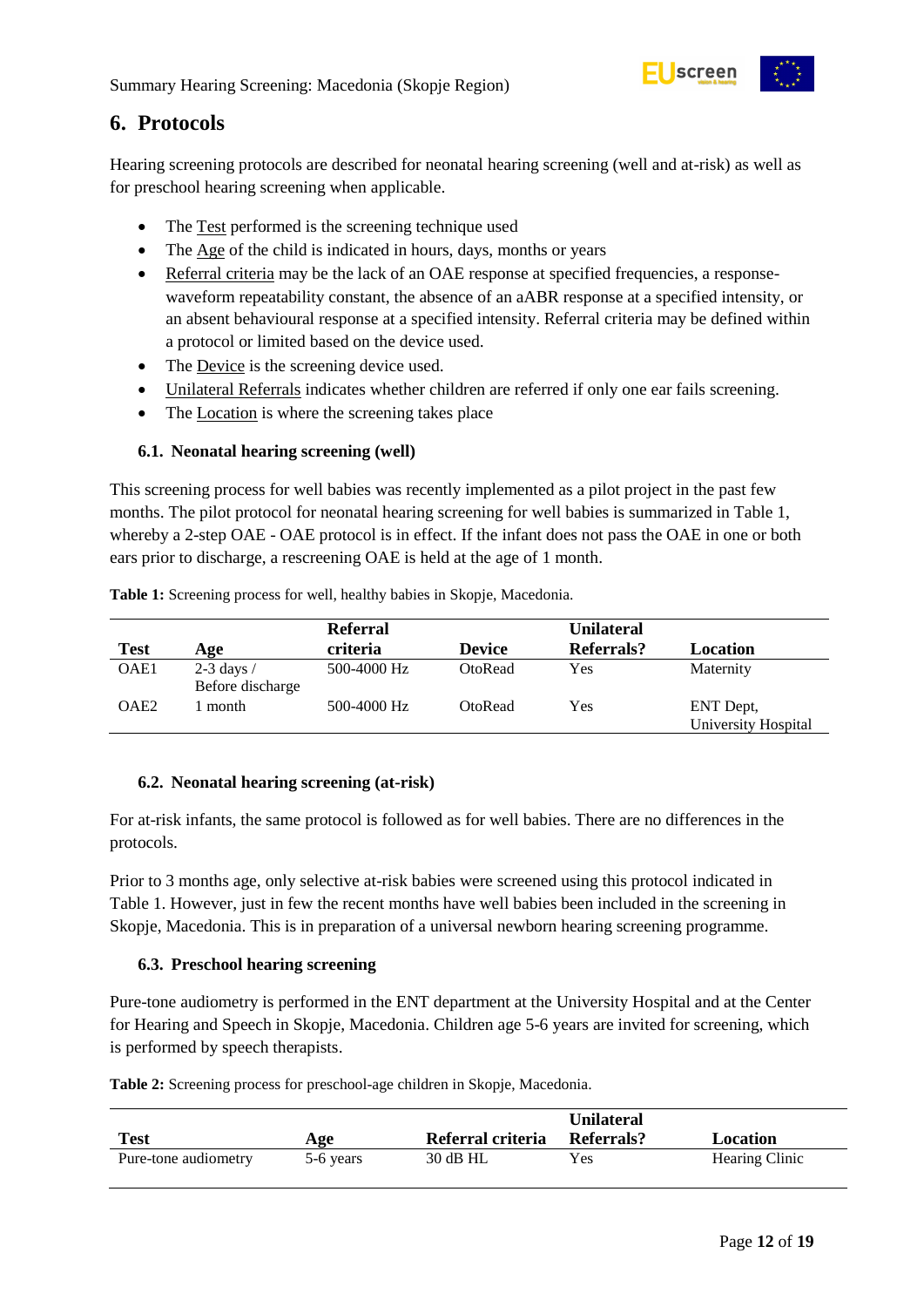## 6. Protocols

Hearing screening protocols are described for neonatal hearing screening (well and at-risk) as well as for preschool hearing screening when applicable.

- The Test performed is the screening technique used
- The Age of the child is indicated in hours, days, months or years
- Referral criteria may be the lack of an OAE response at specified frequencies, a response-waveform repeatability constant, the absence of an aABR response at a specified intensity, or an absent behavioural response at a specified intensity. Referral criteria may be defined within a protocol or limited based on the device used.
- The Device is the screening device used.
- Unilateral Referrals indicates whether children are referred if only one ear fails screening.
- The Location is where the screening takes place

### 6.1. Neonatal hearing screening (well)

This screening process for well babies was recently implemented as a pilot project in the past few months. The pilot protocol for neonatal hearing screening for well babies is summarized in Table 1, whereby a 2-step OAE - OAE protocol is in effect. If the infant does not pass the OAE in one or both ears prior to discharge, a rescreening OAE is held at the age of 1 month.

**Table 1:** Screening process for well, healthy babies in Skopje, Macedonia.

| Test | Age | Referral criteria | Device | Unilateral Referrals? | Location |
|---|---|---|---|---|---|
| OAE1 | 2-3 days / Before discharge | 500-4000 Hz | OtoRead | Yes | Maternity |
| OAE2 | 1 month | 500-4000 Hz | OtoRead | Yes | ENT Dept, University Hospital |

### 6.2. Neonatal hearing screening (at-risk)

For at-risk infants, the same protocol is followed as for well babies. There are no differences in the protocols.

Prior to 3 months age, only selective at-risk babies were screened using this protocol indicated in Table 1. However, just in few the recent months have well babies been included in the screening in Skopje, Macedonia. This is in preparation of a universal newborn hearing screening programme.

### 6.3. Preschool hearing screening

Pure-tone audiometry is performed in the ENT department at the University Hospital and at the Center for Hearing and Speech in Skopje, Macedonia. Children age 5-6 years are invited for screening, which is performed by speech therapists.

**Table 2:** Screening process for preschool-age children in Skopje, Macedonia.

| Test | Age | Referral criteria | Unilateral Referrals? | Location |
|---|---|---|---|---|
| Pure-tone audiometry | 5-6 years | 30 dB HL | Yes | Hearing Clinic |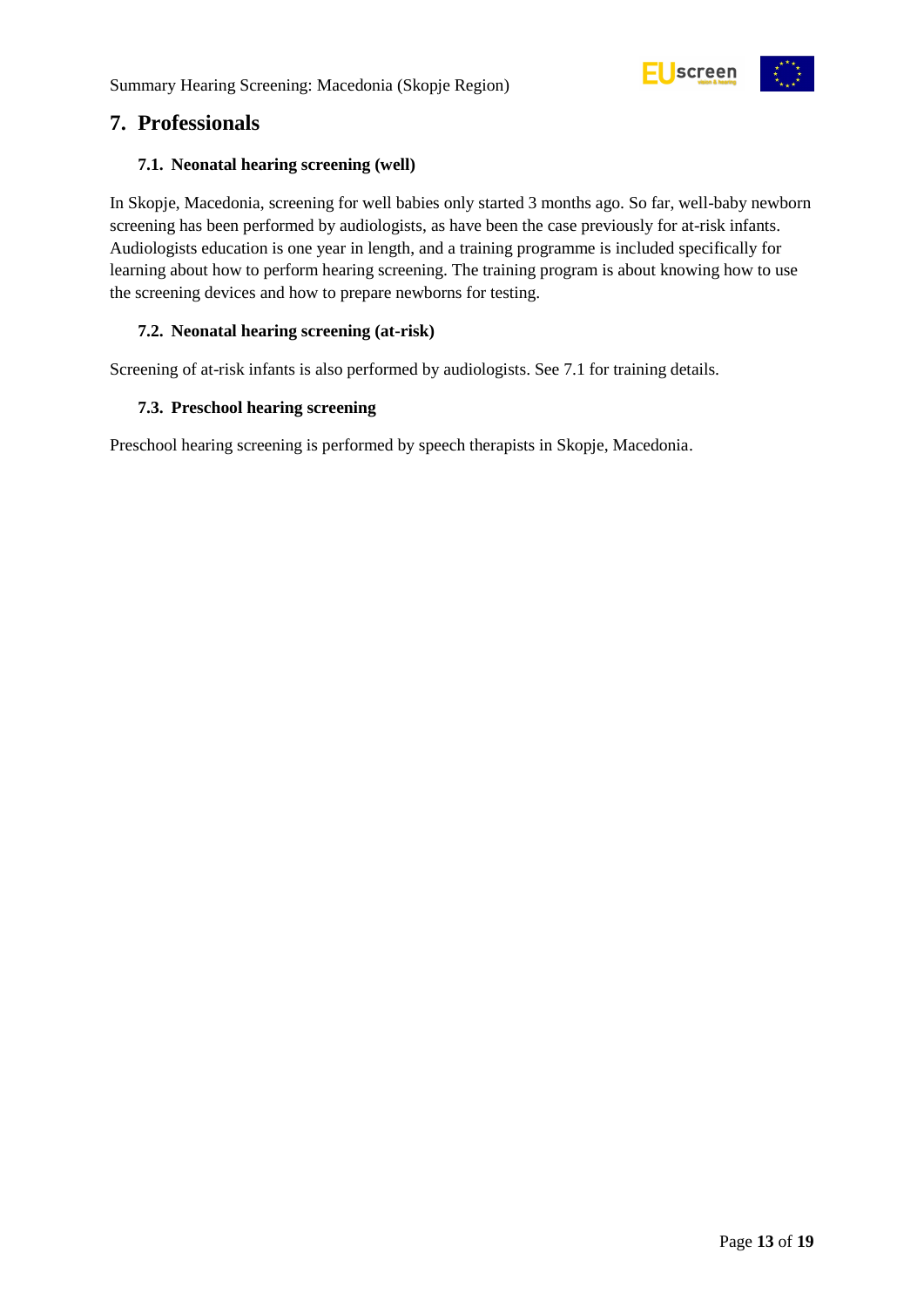## 7. Professionals

### 7.1. Neonatal hearing screening (well)

In Skopje, Macedonia, screening for well babies only started 3 months ago. So far, well-baby newborn screening has been performed by audiologists, as have been the case previously for at-risk infants. Audiologists education is one year in length, and a training programme is included specifically for learning about how to perform hearing screening. The training program is about knowing how to use the screening devices and how to prepare newborns for testing.

### 7.2. Neonatal hearing screening (at-risk)

Screening of at-risk infants is also performed by audiologists. See 7.1 for training details.

### 7.3. Preschool hearing screening

Preschool hearing screening is performed by speech therapists in Skopje, Macedonia.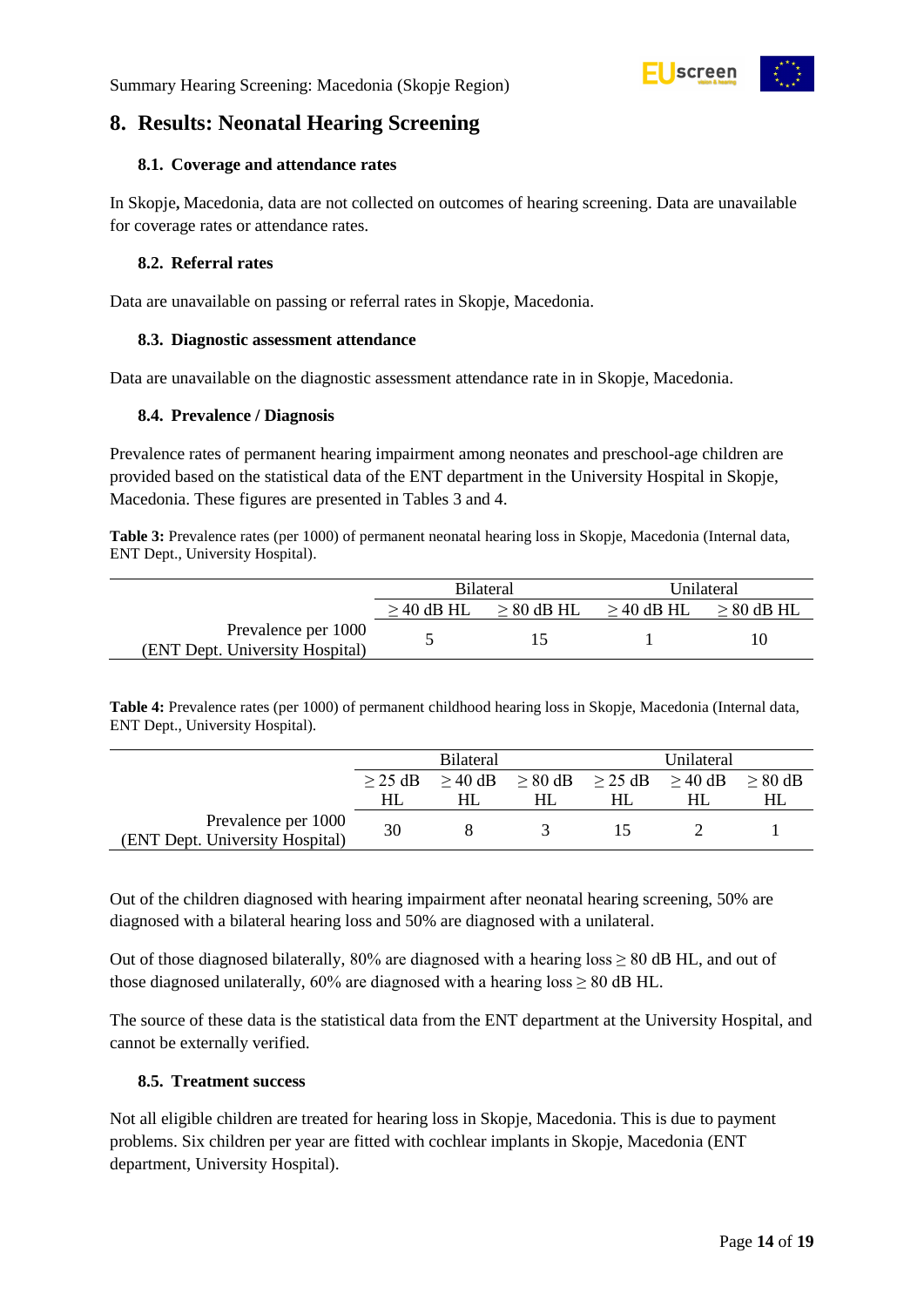# 8. Results: Neonatal Hearing Screening

### 8.1. Coverage and attendance rates

In Skopje, Macedonia, data are not collected on outcomes of hearing screening. Data are unavailable for coverage rates or attendance rates.

### 8.2. Referral rates

Data are unavailable on passing or referral rates in Skopje, Macedonia.

### 8.3. Diagnostic assessment attendance

Data are unavailable on the diagnostic assessment attendance rate in in Skopje, Macedonia.

### 8.4. Prevalence / Diagnosis

Prevalence rates of permanent hearing impairment among neonates and preschool-age children are provided based on the statistical data of the ENT department in the University Hospital in Skopje, Macedonia. These figures are presented in Tables 3 and 4.

**Table 3:** Prevalence rates (per 1000) of permanent neonatal hearing loss in Skopje, Macedonia (Internal data, ENT Dept., University Hospital).

| | Bilateral | | Unilateral | |
|---|---|---|---|---|
| | ≥ 40 dB HL | ≥ 80 dB HL | ≥ 40 dB HL | ≥ 80 dB HL |
| Prevalence per 1000 (ENT Dept. University Hospital) | 5 | 15 | 1 | 10 |

**Table 4:** Prevalence rates (per 1000) of permanent childhood hearing loss in Skopje, Macedonia (Internal data, ENT Dept., University Hospital).

| | Bilateral | | | Unilateral | | |
|---|---|---|---|---|---|---|
| | ≥ 25 dB HL | ≥ 40 dB HL | ≥ 80 dB HL | ≥ 25 dB HL | ≥ 40 dB HL | ≥ 80 dB HL |
| Prevalence per 1000 (ENT Dept. University Hospital) | 30 | 8 | 3 | 15 | 2 | 1 |

Out of the children diagnosed with hearing impairment after neonatal hearing screening, 50% are diagnosed with a bilateral hearing loss and 50% are diagnosed with a unilateral.

Out of those diagnosed bilaterally, 80% are diagnosed with a hearing loss ≥ 80 dB HL, and out of those diagnosed unilaterally, 60% are diagnosed with a hearing loss ≥ 80 dB HL.

The source of these data is the statistical data from the ENT department at the University Hospital, and cannot be externally verified.

### 8.5. Treatment success

Not all eligible children are treated for hearing loss in Skopje, Macedonia. This is due to payment problems. Six children per year are fitted with cochlear implants in Skopje, Macedonia (ENT department, University Hospital).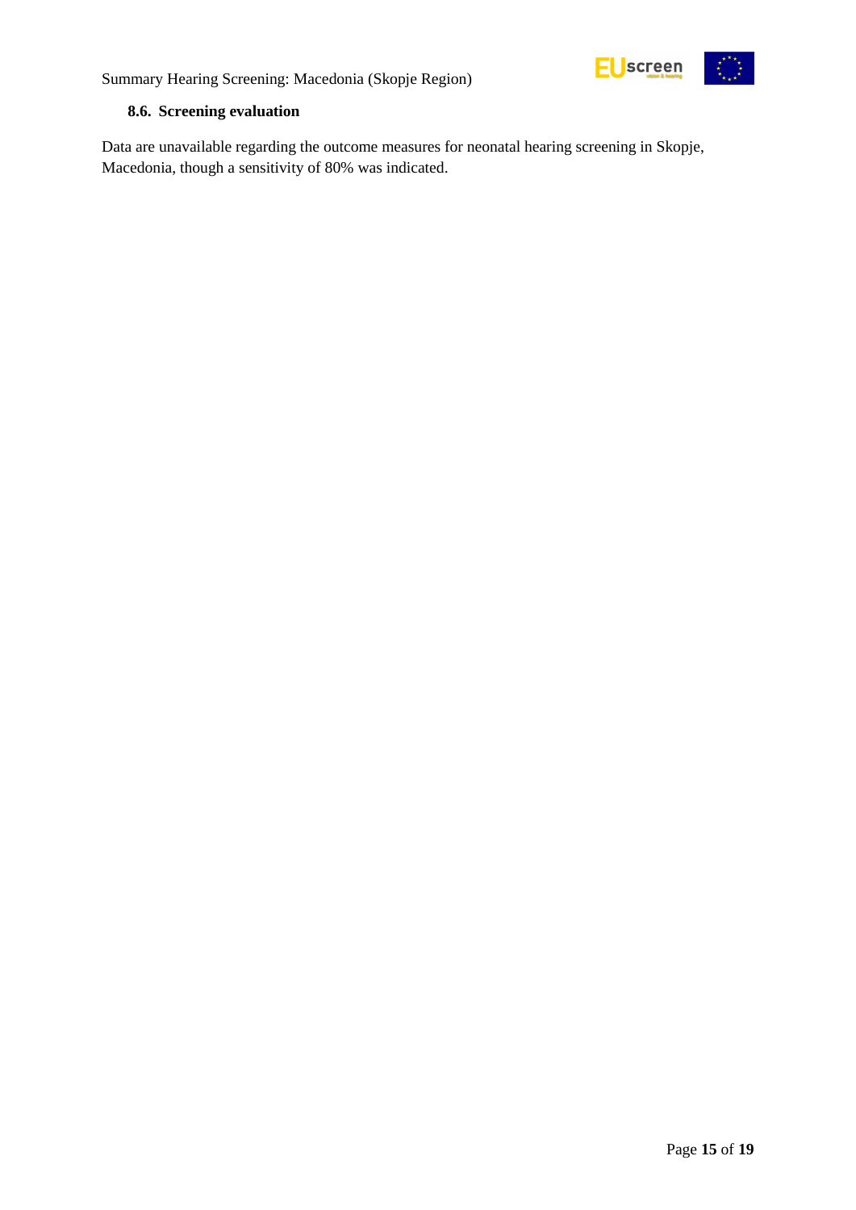### 8.6. Screening evaluation

Data are unavailable regarding the outcome measures for neonatal hearing screening in Skopje, Macedonia, though a sensitivity of 80% was indicated.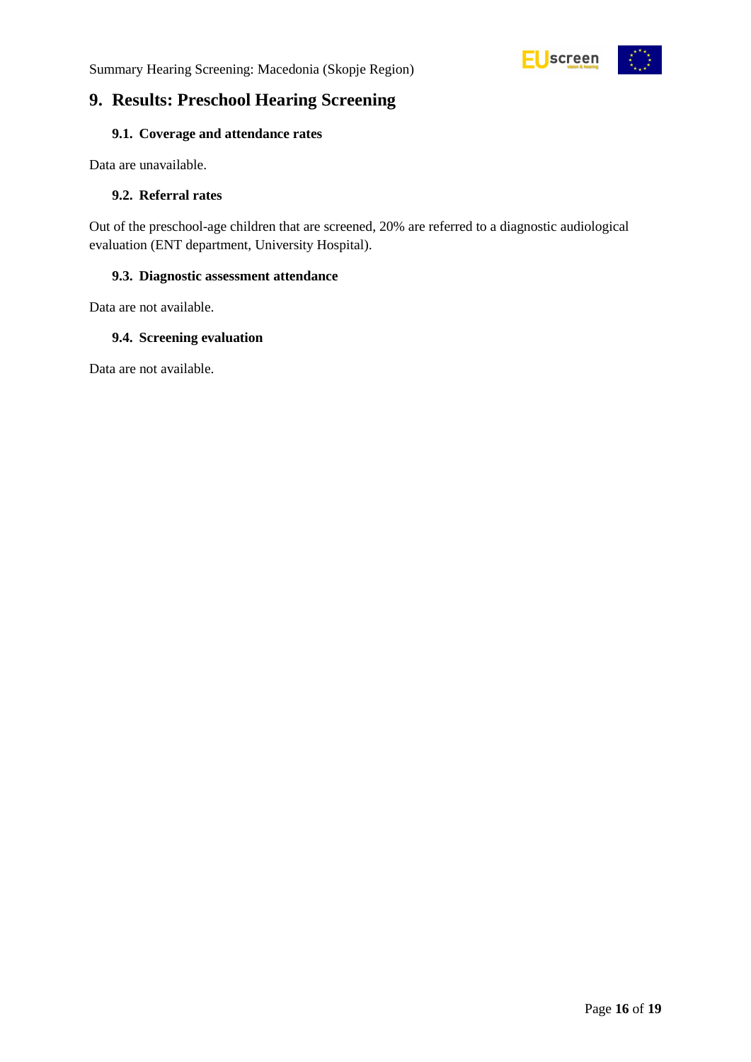# 9. Results: Preschool Hearing Screening

## 9.1. Coverage and attendance rates

Data are unavailable.

## 9.2. Referral rates

Out of the preschool-age children that are screened, 20% are referred to a diagnostic audiological evaluation (ENT department, University Hospital).

## 9.3. Diagnostic assessment attendance

Data are not available.

## 9.4. Screening evaluation

Data are not available.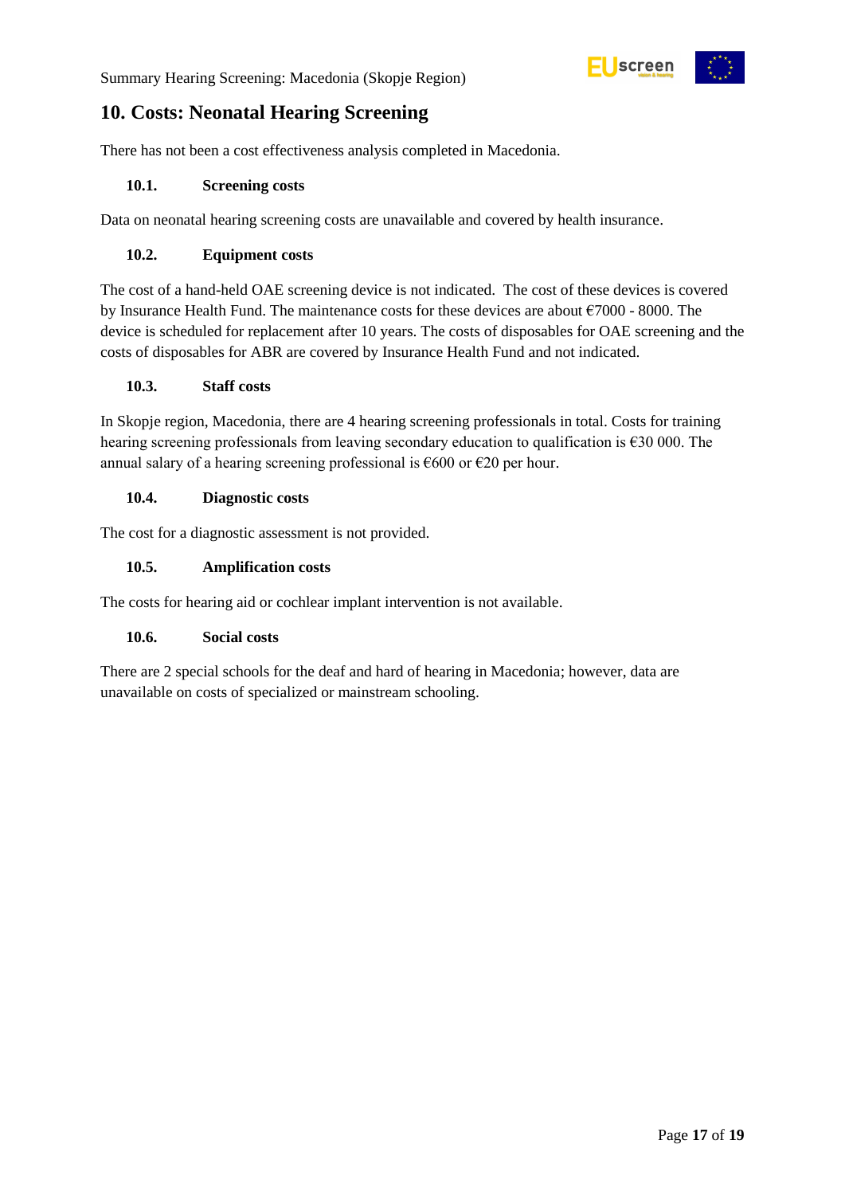## 10. Costs: Neonatal Hearing Screening

There has not been a cost effectiveness analysis completed in Macedonia.

### 10.1. Screening costs

Data on neonatal hearing screening costs are unavailable and covered by health insurance.

### 10.2. Equipment costs

The cost of a hand-held OAE screening device is not indicated. The cost of these devices is covered by Insurance Health Fund. The maintenance costs for these devices are about €7000 - 8000. The device is scheduled for replacement after 10 years. The costs of disposables for OAE screening and the costs of disposables for ABR are covered by Insurance Health Fund and not indicated.

### 10.3. Staff costs

In Skopje region, Macedonia, there are 4 hearing screening professionals in total. Costs for training hearing screening professionals from leaving secondary education to qualification is €30 000. The annual salary of a hearing screening professional is €600 or €20 per hour.

### 10.4. Diagnostic costs

The cost for a diagnostic assessment is not provided.

### 10.5. Amplification costs

The costs for hearing aid or cochlear implant intervention is not available.

### 10.6. Social costs

There are 2 special schools for the deaf and hard of hearing in Macedonia; however, data are unavailable on costs of specialized or mainstream schooling.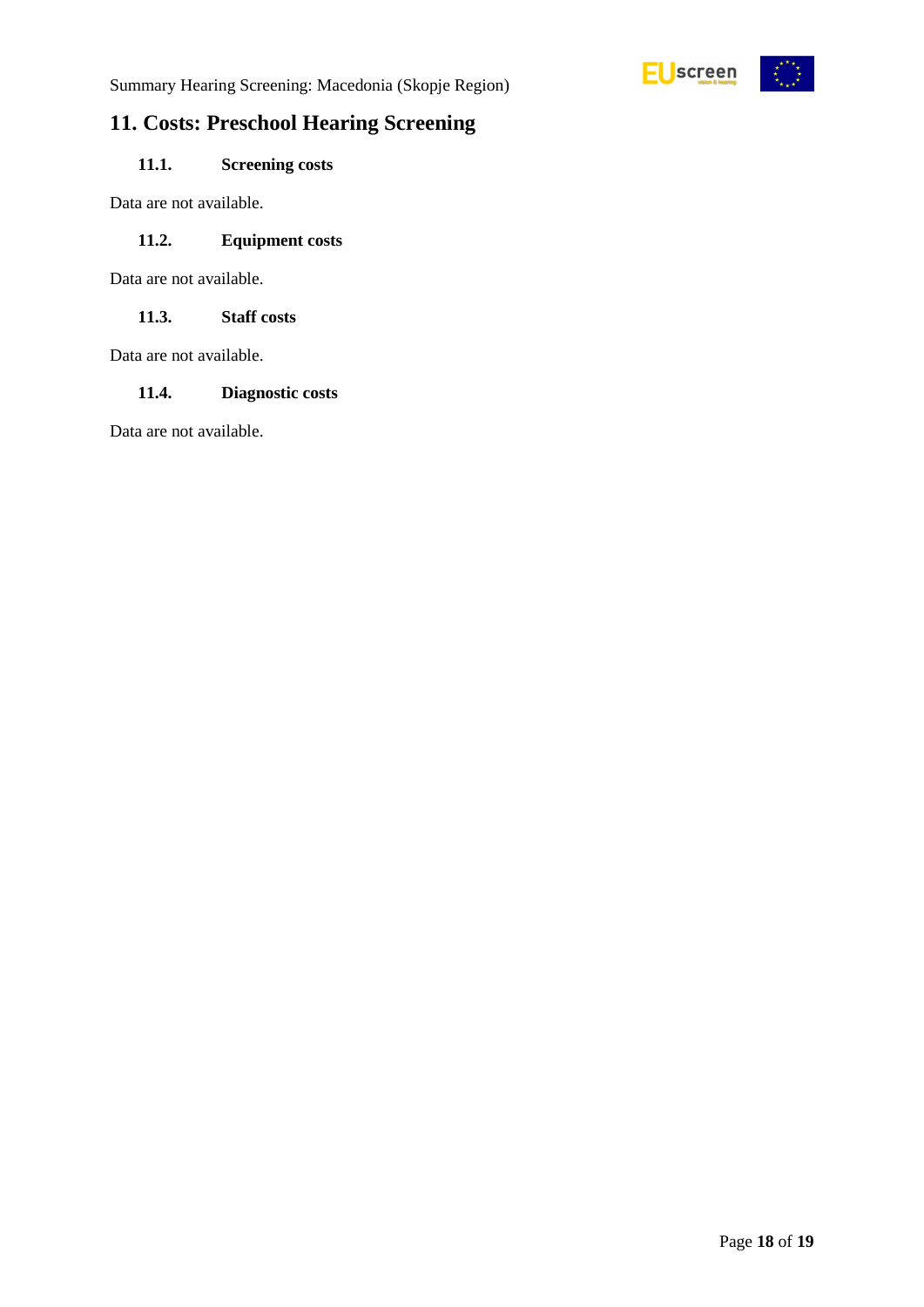## 11. Costs: Preschool Hearing Screening

### 11.1. Screening costs

Data are not available.

### 11.2. Equipment costs

Data are not available.

### 11.3. Staff costs

Data are not available.

### 11.4. Diagnostic costs

Data are not available.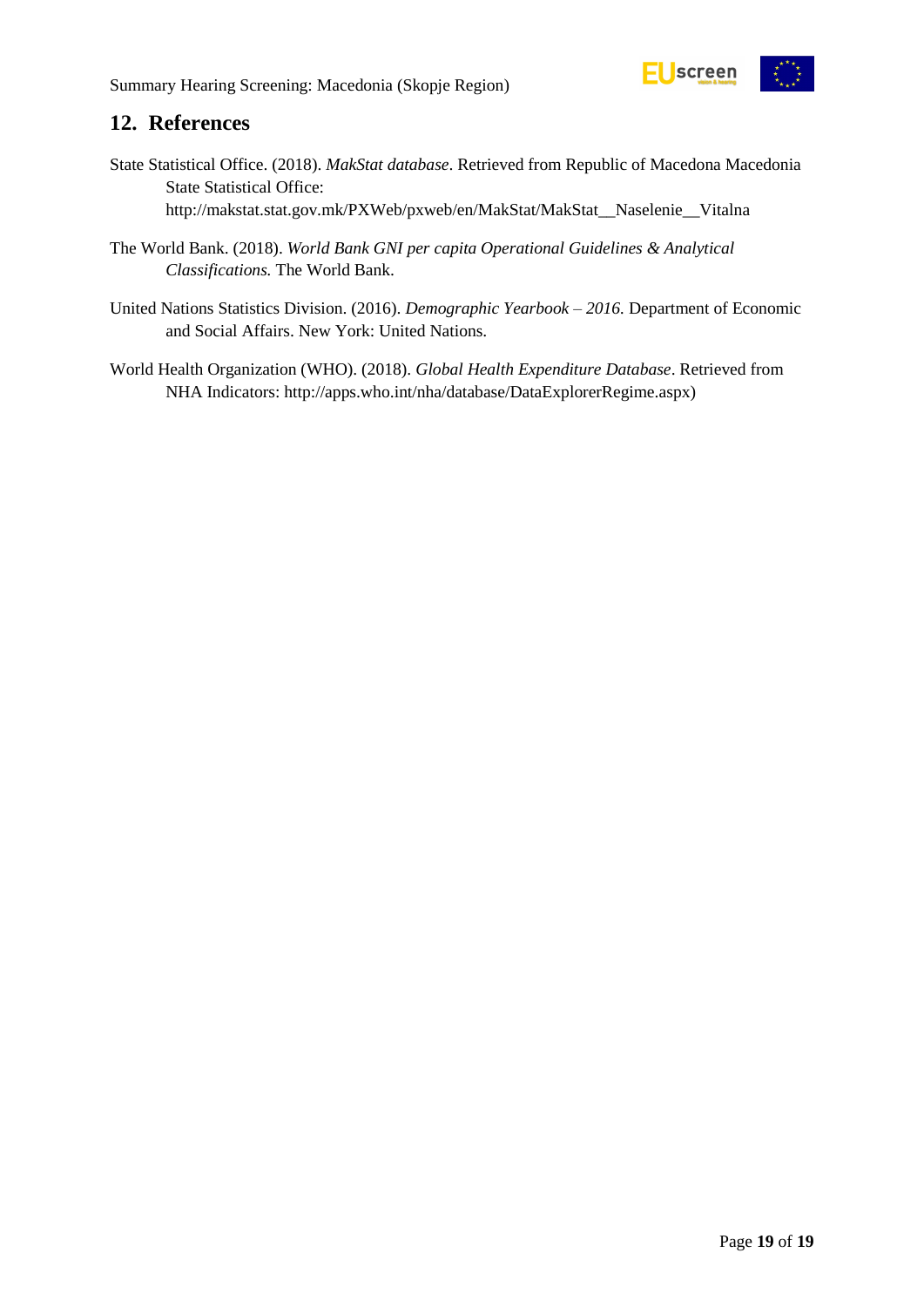## 12. References

State Statistical Office. (2018). *MakStat database*. Retrieved from Republic of Macedona Macedonia State Statistical Office: http://makstat.stat.gov.mk/PXWeb/pxweb/en/MakStat/MakStat__Naselenie__Vitalna

The World Bank. (2018). *World Bank GNI per capita Operational Guidelines & Analytical Classifications.* The World Bank.

United Nations Statistics Division. (2016). *Demographic Yearbook – 2016.* Department of Economic and Social Affairs. New York: United Nations.

World Health Organization (WHO). (2018). *Global Health Expenditure Database*. Retrieved from NHA Indicators: http://apps.who.int/nha/database/DataExplorerRegime.aspx)